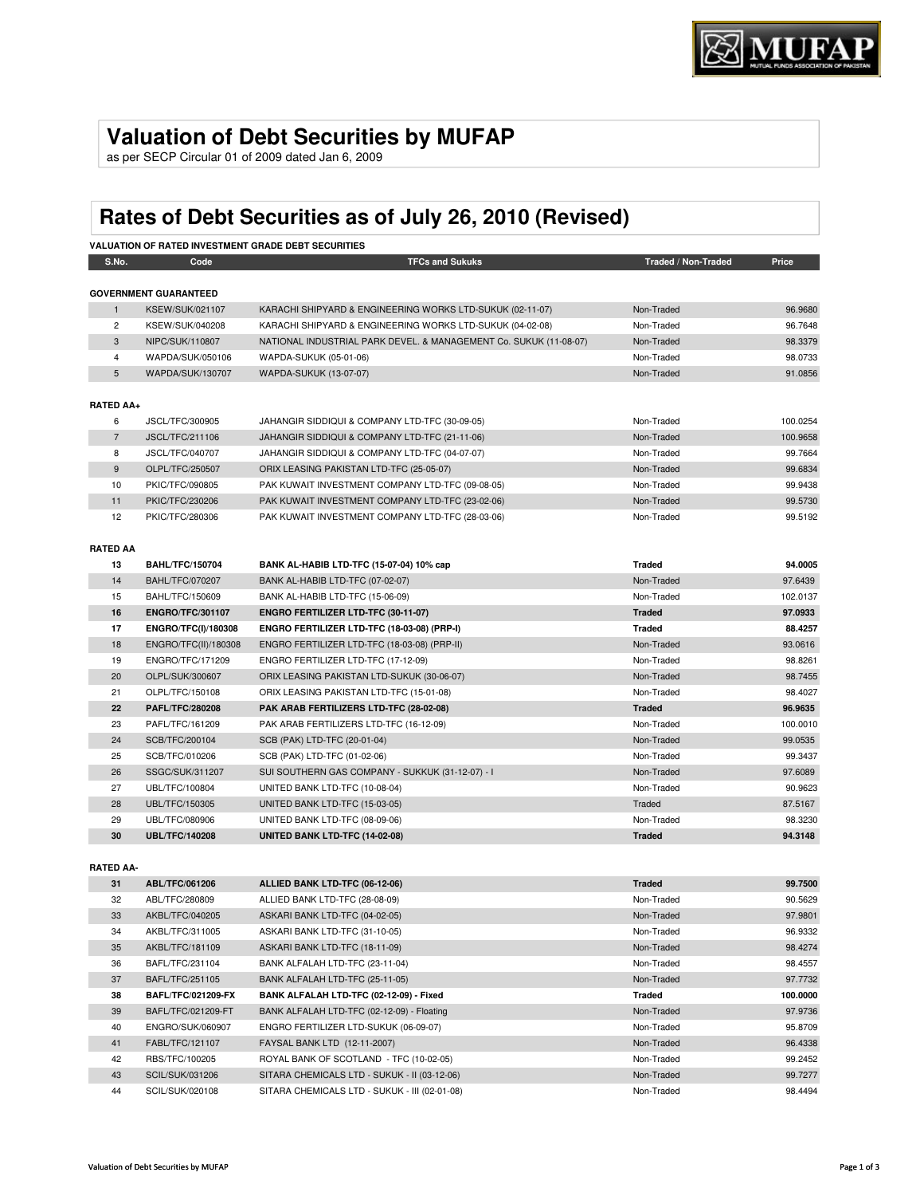# Valuation of Debt Securities by MUFAP

as per SECP Circular 01 of 2009 dated Jan 6, 2009

# Rates of Debt Securities as of July 26, 2010 (Revised)

**VALUATION OF RATED INVESTMENT GRADE DEBT SECURITIES**

| S.No. | Code | TFCs and Sukuks | Traded / Non-Traded | Price |
|---|---|---|---|---|
| **GOVERNMENT GUARANTEED** | | | | |
| 1 | KSEW/SUK/021107 | KARACHI SHIPYARD & ENGINEERING WORKS LTD-SUKUK (02-11-07) | Non-Traded | 96.9680 |
| 2 | KSEW/SUK/040208 | KARACHI SHIPYARD & ENGINEERING WORKS LTD-SUKUK (04-02-08) | Non-Traded | 96.7648 |
| 3 | NIPC/SUK/110807 | NATIONAL INDUSTRIAL PARK DEVEL. & MANAGEMENT Co. SUKUK (11-08-07) | Non-Traded | 98.3379 |
| 4 | WAPDA/SUK/050106 | WAPDA-SUKUK (05-01-06) | Non-Traded | 98.0733 |
| 5 | WAPDA/SUK/130707 | WAPDA-SUKUK (13-07-07) | Non-Traded | 91.0856 |
| **RATED AA+** | | | | |
| 6 | JSCL/TFC/300905 | JAHANGIR SIDDIQUI & COMPANY LTD-TFC (30-09-05) | Non-Traded | 100.0254 |
| 7 | JSCL/TFC/211106 | JAHANGIR SIDDIQUI & COMPANY LTD-TFC (21-11-06) | Non-Traded | 100.9658 |
| 8 | JSCL/TFC/040707 | JAHANGIR SIDDIQUI & COMPANY LTD-TFC (04-07-07) | Non-Traded | 99.7664 |
| 9 | OLPL/TFC/250507 | ORIX LEASING PAKISTAN LTD-TFC (25-05-07) | Non-Traded | 99.6834 |
| 10 | PKIC/TFC/090805 | PAK KUWAIT INVESTMENT COMPANY LTD-TFC (09-08-05) | Non-Traded | 99.9438 |
| 11 | PKIC/TFC/230206 | PAK KUWAIT INVESTMENT COMPANY LTD-TFC (23-02-06) | Non-Traded | 99.5730 |
| 12 | PKIC/TFC/280306 | PAK KUWAIT INVESTMENT COMPANY LTD-TFC (28-03-06) | Non-Traded | 99.5192 |
| **RATED AA** | | | | |
| **13** | **BAHL/TFC/150704** | **BANK AL-HABIB LTD-TFC (15-07-04) 10% cap** | **Traded** | **94.0005** |
| 14 | BAHL/TFC/070207 | BANK AL-HABIB LTD-TFC (07-02-07) | Non-Traded | 97.6439 |
| 15 | BAHL/TFC/150609 | BANK AL-HABIB LTD-TFC (15-06-09) | Non-Traded | 102.0137 |
| **16** | **ENGRO/TFC/301107** | **ENGRO FERTILIZER LTD-TFC (30-11-07)** | **Traded** | **97.0933** |
| **17** | **ENGRO/TFC(I)/180308** | **ENGRO FERTILIZER LTD-TFC (18-03-08) (PRP-I)** | **Traded** | **88.4257** |
| 18 | ENGRO/TFC(II)/180308 | ENGRO FERTILIZER LTD-TFC (18-03-08) (PRP-II) | Non-Traded | 93.0616 |
| 19 | ENGRO/TFC/171209 | ENGRO FERTILIZER LTD-TFC (17-12-09) | Non-Traded | 98.8261 |
| 20 | OLPL/SUK/300607 | ORIX LEASING PAKISTAN LTD-SUKUK (30-06-07) | Non-Traded | 98.7455 |
| 21 | OLPL/TFC/150108 | ORIX LEASING PAKISTAN LTD-TFC (15-01-08) | Non-Traded | 98.4027 |
| **22** | **PAFL/TFC/280208** | **PAK ARAB FERTILIZERS LTD-TFC (28-02-08)** | **Traded** | **96.9635** |
| 23 | PAFL/TFC/161209 | PAK ARAB FERTILIZERS LTD-TFC (16-12-09) | Non-Traded | 100.0010 |
| 24 | SCB/TFC/200104 | SCB (PAK) LTD-TFC (20-01-04) | Non-Traded | 99.0535 |
| 25 | SCB/TFC/010206 | SCB (PAK) LTD-TFC (01-02-06) | Non-Traded | 99.3437 |
| 26 | SSGC/SUK/311207 | SUI SOUTHERN GAS COMPANY - SUKKUK (31-12-07) - I | Non-Traded | 97.6089 |
| 27 | UBL/TFC/100804 | UNITED BANK LTD-TFC (10-08-04) | Non-Traded | 90.9623 |
| 28 | UBL/TFC/150305 | UNITED BANK LTD-TFC (15-03-05) | Traded | 87.5167 |
| 29 | UBL/TFC/080906 | UNITED BANK LTD-TFC (08-09-06) | Non-Traded | 98.3230 |
| **30** | **UBL/TFC/140208** | **UNITED BANK LTD-TFC (14-02-08)** | **Traded** | **94.3148** |
| **RATED AA-** | | | | |
| **31** | **ABL/TFC/061206** | **ALLIED BANK LTD-TFC (06-12-06)** | **Traded** | **99.7500** |
| 32 | ABL/TFC/280809 | ALLIED BANK LTD-TFC (28-08-09) | Non-Traded | 90.5629 |
| 33 | AKBL/TFC/040205 | ASKARI BANK LTD-TFC (04-02-05) | Non-Traded | 97.9801 |
| 34 | AKBL/TFC/311005 | ASKARI BANK LTD-TFC (31-10-05) | Non-Traded | 96.9332 |
| 35 | AKBL/TFC/181109 | ASKARI BANK LTD-TFC (18-11-09) | Non-Traded | 98.4274 |
| 36 | BAFL/TFC/231104 | BANK ALFALAH LTD-TFC (23-11-04) | Non-Traded | 98.4557 |
| 37 | BAFL/TFC/251105 | BANK ALFALAH LTD-TFC (25-11-05) | Non-Traded | 97.7732 |
| **38** | **BAFL/TFC/021209-FX** | **BANK ALFALAH LTD-TFC (02-12-09) - Fixed** | **Traded** | **100.0000** |
| 39 | BAFL/TFC/021209-FT | BANK ALFALAH LTD-TFC (02-12-09) - Floating | Non-Traded | 97.9736 |
| 40 | ENGRO/SUK/060907 | ENGRO FERTILIZER LTD-SUKUK (06-09-07) | Non-Traded | 95.8709 |
| 41 | FABL/TFC/121107 | FAYSAL BANK LTD (12-11-2007) | Non-Traded | 96.4338 |
| 42 | RBS/TFC/100205 | ROYAL BANK OF SCOTLAND - TFC (10-02-05) | Non-Traded | 99.2452 |
| 43 | SCIL/SUK/031206 | SITARA CHEMICALS LTD - SUKUK - II (03-12-06) | Non-Traded | 99.7277 |
| 44 | SCIL/SUK/020108 | SITARA CHEMICALS LTD - SUKUK - III (02-01-08) | Non-Traded | 98.4494 |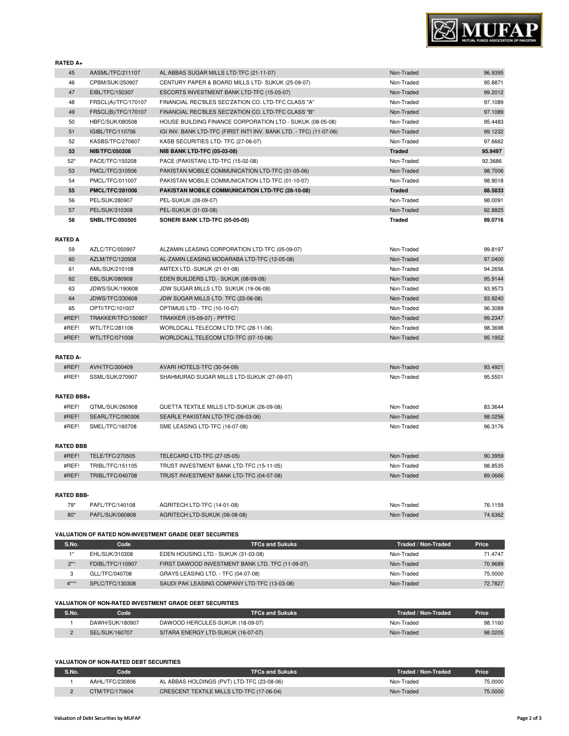**RATED A+**

| | | | | |
|---|---|---|---|---|
| 45 | AASML/TFC/211107 | AL ABBAS SUGAR MILLS LTD-TFC (21-11-07) | Non-Traded | 96.9395 |
| 46 | CPBM/SUK/250907 | CENTURY PAPER & BOARD MILLS LTD- SUKUK (25-09-07) | Non-Traded | 95.8871 |
| 47 | EIBL/TFC/150307 | ESCORTS INVESTMENT BANK LTD-TFC (15-03-07) | Non-Traded | 99.2012 |
| 48 | FRSCL(A)/TFC/170107 | FINANCIAL REC'BLES SEC'ZATION CO. LTD-TFC CLASS "A" | Non-Traded | 97.1089 |
| 49 | FRSCL(B)/TFC/170107 | FINANCIAL REC'BLES SEC'ZATION CO. LTD-TFC CLASS "B" | Non-Traded | 97.1089 |
| 50 | HBFC/SUK/080508 | HOUSE BUILDING FINANCE CORPORATION LTD - SUKUK (08-05-08) | Non-Traded | 95.4483 |
| 51 | IGIBL/TFC/110706 | IGI INV. BANK LTD-TFC (FIRST INT'I INV. BANK LTD. - TFC) (11-07-06) | Non-Traded | 99.1232 |
| 52 | KASBS/TFC/270607 | KASB SECURITIES LTD- TFC (27-06-07) | Non-Traded | 97.6662 |
| **53** | **NIB/TFC/050308** | **NIB BANK LTD-TFC (05-03-08)** | **Traded** | **95.9497** |
| 52* | PACE/TFC/150208 | PACE (PAKISTAN) LTD-TFC (15-02-08) | Non-Traded | 92.3686 |
| 53 | PMCL/TFC/310506 | PAKISTAN MOBILE COMMUNICATION LTD-TFC (31-05-06) | Non-Traded | 98.7006 |
| 54 | PMCL/TFC/011007 | PAKISTAN MOBILE COMMUNICATION LTD-TFC (01-10-07) | Non-Traded | 98.9018 |
| **55** | **PMCL/TFC/281008** | **PAKISTAN MOBILE COMMUNICATION LTD-TFC (28-10-08)** | **Traded** | **88.5833** |
| 56 | PEL/SUK/280907 | PEL-SUKUK (28-09-07) | Non-Traded | 98.0091 |
| 57 | PEL/SUK/310308 | PEL-SUKUK (31-03-08) | Non-Traded | 92.8825 |
| **58** | **SNBL/TFC/050505** | **SONERI BANK LTD-TFC (05-05-05)** | **Traded** | **99.0716** |

**RATED A**

| | | | | |
|---|---|---|---|---|
| 59 | AZLC/TFC/050907 | ALZAMIN LEASING CORPORATION LTD-TFC (05-09-07) | Non-Traded | 99.8197 |
| 60 | AZLM/TFC/120508 | AL-ZAMIN LEASING MODARABA LTD-TFC (12-05-08) | Non-Traded | 97.0400 |
| 61 | AML/SUK/210108 | AMTEX LTD.-SUKUK (21-01-08) | Non-Traded | 94.2656 |
| 62 | EBL/SUK/080908 | EDEN BUILDERS LTD.- SUKUK (08-09-08) | Non-Traded | 95.9144 |
| 63 | JDWS/SUK/190608 | JDW SUGAR MILLS LTD. SUKUK (19-06-08) | Non-Traded | 93.9573 |
| 64 | JDWS/TFC/230608 | JDW SUGAR MILLS LTD. TFC (23-06-08) | Non-Traded | 93.9240 |
| 65 | OPTI/TFC/101007 | OPTIMUS LTD - TFC (10-10-07) | Non-Traded | 96.3089 |
| #REF! | TRAKKER/TFC/150907 | TRAKKER (15-09-07) - PPTFC | Non-Traded | 99.2347 |
| #REF! | WTL/TFC/281106 | WORLDCALL TELECOM LTD.TFC (28-11-06) | Non-Traded | 98.3698 |
| #REF! | WTL/TFC/071008 | WORLDCALL TELECOM LTD-TFC (07-10-08) | Non-Traded | 95.1952 |

**RATED A-**

| | | | | |
|---|---|---|---|---|
| #REF! | AVH/TFC/300409 | AVARI HOTELS-TFC (30-04-09) | Non-Traded | 93.4921 |
| #REF! | SSML/SUK/270907 | SHAHMURAD SUGAR MILLS LTD-SUKUK (27-09-07) | Non-Traded | 95.5501 |

**RATED BBB+**

| | | | | |
|---|---|---|---|---|
| #REF! | QTML/SUK/260908 | QUETTA TEXTILE MILLS LTD-SUKUK (26-09-08) | Non-Traded | 83.3644 |
| #REF! | SEARL/TFC/090306 | SEARLE PAKISTAN LTD-TFC (09-03-06) | Non-Traded | 98.0256 |
| #REF! | SMEL/TFC/160708 | SME LEASING LTD-TFC (16-07-08) | Non-Traded | 96.3176 |

**RATED BBB**

| | | | | |
|---|---|---|---|---|
| #REF! | TELE/TFC/270505 | TELECARD LTD-TFC (27-05-05) | Non-Traded | 90.3959 |
| #REF! | TRIBL/TFC/151105 | TRUST INVESTMENT BANK LTD-TFC (15-11-05) | Non-Traded | 98.8535 |
| #REF! | TRIBL/TFC/040708 | TRUST INVESTMENT BANK LTD-TFC (04-07-08) | Non-Traded | 89.0666 |

**RATED BBB-**

| | | | | |
|---|---|---|---|---|
| 79* | PAFL/TFC/140108 | AGRITECH LTD-TFC (14-01-08) | Non-Traded | 76.1159 |
| 80* | PAFL/SUK/060808 | AGRITECH LTD-SUKUK (06-08-08) | Non-Traded | 74.6362 |

**VALUATION OF RATED NON-INVESTMENT GRADE DEBT SECURITIES**

| S.No. | Code | TFCs and Sukuks | Traded / Non-Traded | Price |
|---|---|---|---|---|
| 1* | EHL/SUK/310308 | EDEN HOUSING LTD.- SUKUK (31-03-08) | Non-Traded | 71.4747 |
| 2** | FDIBL/TFC/110907 | FIRST DAWOOD INVESTMENT BANK LTD. TFC (11-09-07) | Non-Traded | 70.9689 |
| 3 | GLL/TFC/040708 | GRAYS LEASING LTD. - TFC (04-07-08) | Non-Traded | 75.0000 |
| 4*** | SPLC/TFC/130308 | SAUDI PAK LEASING COMPANY LTD-TFC (13-03-08) | Non-Traded | 72.7827 |

**VALUATION OF NON-RATED INVESTMENT GRADE DEBT SECURITIES**

| S.No. | Code | TFCs and Sukuks | Traded / Non-Traded | Price |
|---|---|---|---|---|
| 1 | DAWH/SUK/180907 | DAWOOD HERCULES-SUKUK (18-09-07) | Non-Traded | 98.1160 |
| 2 | SEL/SUK/160707 | SITARA ENERGY LTD-SUKUK (16-07-07) | Non-Traded | 98.0205 |

**VALUATION OF NON-RATED DEBT SECURITIES**

| S.No. | Code | TFCs and Sukuks | Traded / Non-Traded | Price |
|---|---|---|---|---|
| 1 | AAHL/TFC/230806 | AL ABBAS HOLDINGS (PVT) LTD-TFC (23-08-06) | Non-Traded | 75.0000 |
| 2 | CTM/TFC/170604 | CRESCENT TEXTILE MILLS LTD-TFC (17-06-04) | Non-Traded | 75.0000 |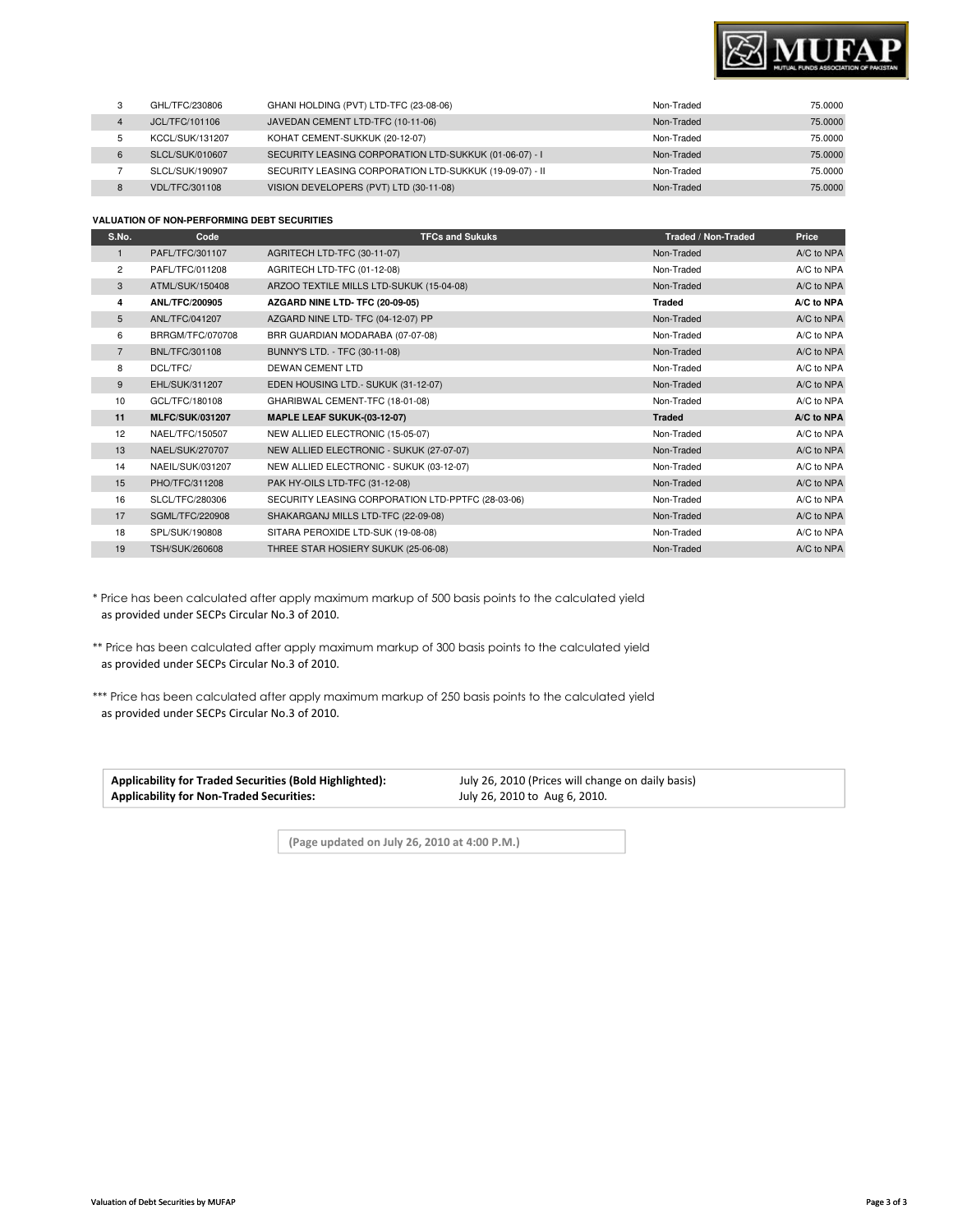| | | | | |
|---|---|---|---|---|
| 3 | GHL/TFC/230806 | GHANI HOLDING (PVT) LTD-TFC (23-08-06) | Non-Traded | 75.0000 |
| 4 | JCL/TFC/101106 | JAVEDAN CEMENT LTD-TFC (10-11-06) | Non-Traded | 75.0000 |
| 5 | KCCL/SUK/131207 | KOHAT CEMENT-SUKKUK (20-12-07) | Non-Traded | 75.0000 |
| 6 | SLCL/SUK/010607 | SECURITY LEASING CORPORATION LTD-SUKKUK (01-06-07) - I | Non-Traded | 75.0000 |
| 7 | SLCL/SUK/190907 | SECURITY LEASING CORPORATION LTD-SUKKUK (19-09-07) - II | Non-Traded | 75.0000 |
| 8 | VDL/TFC/301108 | VISION DEVELOPERS (PVT) LTD (30-11-08) | Non-Traded | 75.0000 |

**VALUATION OF NON-PERFORMING DEBT SECURITIES**

| S.No. | Code | TFCs and Sukuks | Traded / Non-Traded | Price |
|---|---|---|---|---|
| 1 | PAFL/TFC/301107 | AGRITECH LTD-TFC (30-11-07) | Non-Traded | A/C to NPA |
| 2 | PAFL/TFC/011208 | AGRITECH LTD-TFC (01-12-08) | Non-Traded | A/C to NPA |
| 3 | ATML/SUK/150408 | ARZOO TEXTILE MILLS LTD-SUKUK (15-04-08) | Non-Traded | A/C to NPA |
| **4** | **ANL/TFC/200905** | **AZGARD NINE LTD- TFC (20-09-05)** | **Traded** | **A/C to NPA** |
| 5 | ANL/TFC/041207 | AZGARD NINE LTD- TFC (04-12-07) PP | Non-Traded | A/C to NPA |
| 6 | BRRGM/TFC/070708 | BRR GUARDIAN MODARABA (07-07-08) | Non-Traded | A/C to NPA |
| 7 | BNL/TFC/301108 | BUNNY'S LTD. - TFC (30-11-08) | Non-Traded | A/C to NPA |
| 8 | DCL/TFC/ | DEWAN CEMENT LTD | Non-Traded | A/C to NPA |
| 9 | EHL/SUK/311207 | EDEN HOUSING LTD.- SUKUK (31-12-07) | Non-Traded | A/C to NPA |
| 10 | GCL/TFC/180108 | GHARIBWAL CEMENT-TFC (18-01-08) | Non-Traded | A/C to NPA |
| **11** | **MLFC/SUK/031207** | **MAPLE LEAF SUKUK-(03-12-07)** | **Traded** | **A/C to NPA** |
| 12 | NAEL/TFC/150507 | NEW ALLIED ELECTRONIC (15-05-07) | Non-Traded | A/C to NPA |
| 13 | NAEL/SUK/270707 | NEW ALLIED ELECTRONIC - SUKUK (27-07-07) | Non-Traded | A/C to NPA |
| 14 | NAEIL/SUK/031207 | NEW ALLIED ELECTRONIC - SUKUK (03-12-07) | Non-Traded | A/C to NPA |
| 15 | PHO/TFC/311208 | PAK HY-OILS LTD-TFC (31-12-08) | Non-Traded | A/C to NPA |
| 16 | SLCL/TFC/280306 | SECURITY LEASING CORPORATION LTD-PPTFC (28-03-06) | Non-Traded | A/C to NPA |
| 17 | SGML/TFC/220908 | SHAKARGANJ MILLS LTD-TFC (22-09-08) | Non-Traded | A/C to NPA |
| 18 | SPL/SUK/190808 | SITARA PEROXIDE LTD-SUK (19-08-08) | Non-Traded | A/C to NPA |
| 19 | TSH/SUK/260608 | THREE STAR HOSIERY SUKUK (25-06-08) | Non-Traded | A/C to NPA |

\* Price has been calculated after apply maximum markup of 500 basis points to the calculated yield as provided under SECPs Circular No.3 of 2010.

\** Price has been calculated after apply maximum markup of 300 basis points to the calculated yield as provided under SECPs Circular No.3 of 2010.

\*** Price has been calculated after apply maximum markup of 250 basis points to the calculated yield as provided under SECPs Circular No.3 of 2010.

| | |
|---|---|
| **Applicability for Traded Securities (Bold Highlighted):** | July 26, 2010 (Prices will change on daily basis) |
| **Applicability for Non-Traded Securities:** | July 26, 2010 to Aug 6, 2010. |

**(Page updated on July 26, 2010 at 4:00 P.M.)**